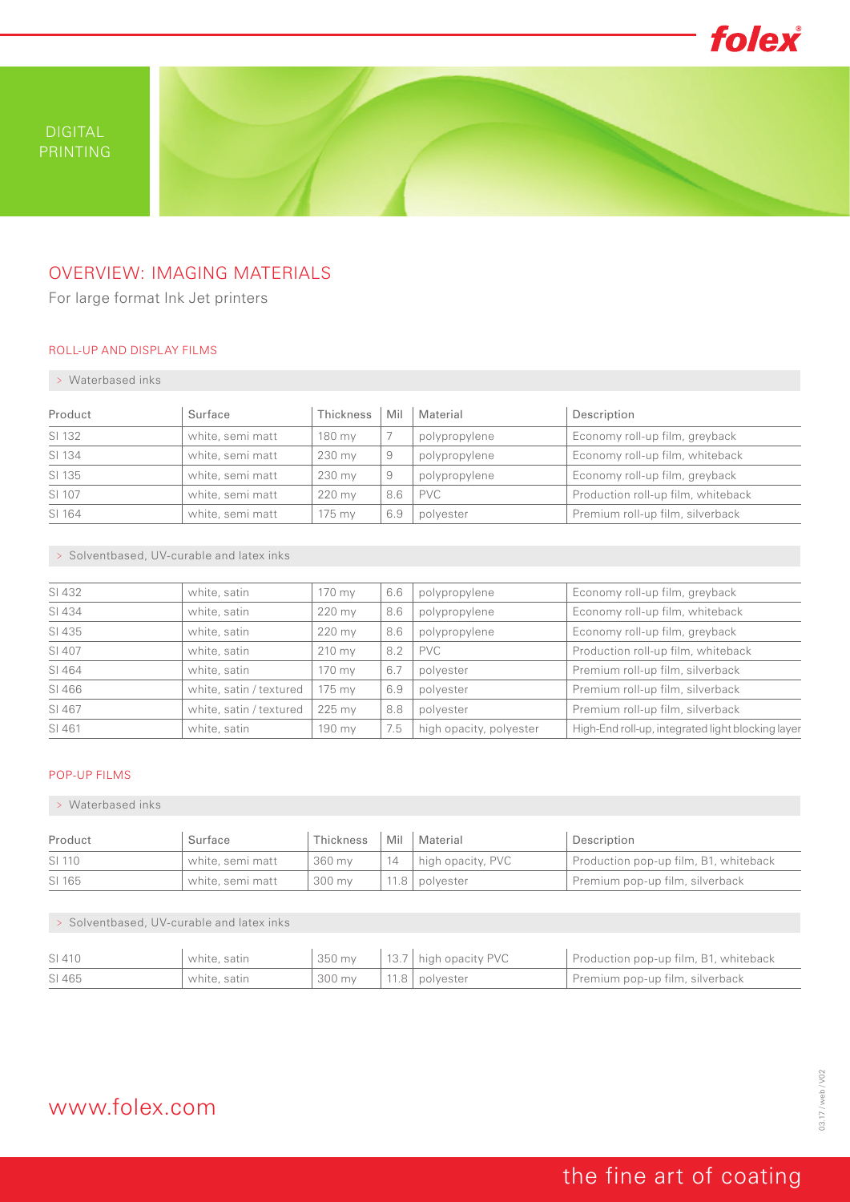DIGITAL PRINTING

# OVERVIEW: IMAGING MATERIALS

For large format Ink Jet printers

## ROLL-UP AND DISPLAY FILMS

### > Waterbased inks

| Product | Surface | Thickness | Mil | Material | Description |
|---|---|---|---|---|---|
| SI 132 | white, semi matt | 180 my | 7 | polypropylene | Economy roll-up film, greyback |
| SI 134 | white, semi matt | 230 my | 9 | polypropylene | Economy roll-up film, whiteback |
| SI 135 | white, semi matt | 230 my | 9 | polypropylene | Economy roll-up film, greyback |
| SI 107 | white, semi matt | 220 my | 8.6 | PVC | Production roll-up film, whiteback |
| SI 164 | white, semi matt | 175 my | 6.9 | polyester | Premium roll-up film, silverback |

### > Solventbased, UV-curable and latex inks

| Product | Surface | Thickness | Mil | Material | Description |
|---|---|---|---|---|---|
| SI 432 | white, satin | 170 my | 6.6 | polypropylene | Economy roll-up film, greyback |
| SI 434 | white, satin | 220 my | 8.6 | polypropylene | Economy roll-up film, whiteback |
| SI 435 | white, satin | 220 my | 8.6 | polypropylene | Economy roll-up film, greyback |
| SI 407 | white, satin | 210 my | 8.2 | PVC | Production roll-up film, whiteback |
| SI 464 | white, satin | 170 my | 6.7 | polyester | Premium roll-up film, silverback |
| SI 466 | white, satin / textured | 175 my | 6.9 | polyester | Premium roll-up film, silverback |
| SI 467 | white, satin / textured | 225 my | 8.8 | polyester | Premium roll-up film, silverback |
| SI 461 | white, satin | 190 my | 7.5 | high opacity, polyester | High-End roll-up, integrated light blocking layer |

## POP-UP FILMS

### > Waterbased inks

| Product | Surface | Thickness | Mil | Material | Description |
|---|---|---|---|---|---|
| SI 110 | white, semi matt | 360 my | 14 | high opacity, PVC | Production pop-up film, B1, whiteback |
| SI 165 | white, semi matt | 300 my | 11.8 | polyester | Premium pop-up film, silverback |

### > Solventbased, UV-curable and latex inks

| Product | Surface | Thickness | Mil | Material | Description |
|---|---|---|---|---|---|
| SI 410 | white, satin | 350 my | 13.7 | high opacity PVC | Production pop-up film, B1, whiteback |
| SI 465 | white, satin | 300 my | 11.8 | polyester | Premium pop-up film, silverback |

www.folex.com

03.17 / web / V02

the fine art of coating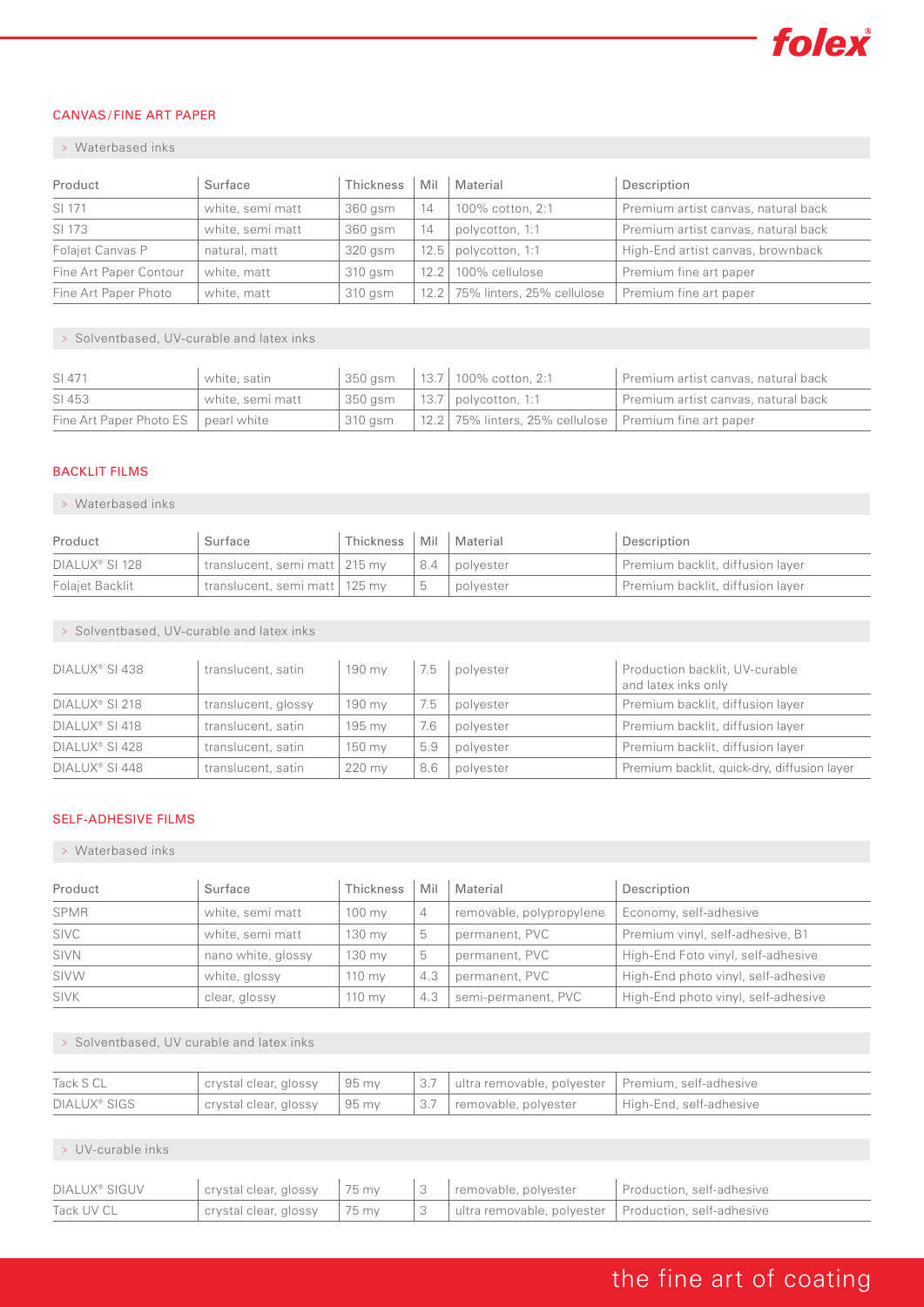## CANVAS / FINE ART PAPER

> Waterbased inks

| Product | Surface | Thickness | Mil | Material | Description |
|---|---|---|---|---|---|
| SI 171 | white, semi matt | 360 gsm | 14 | 100% cotton, 2:1 | Premium artist canvas, natural back |
| SI 173 | white, semi matt | 360 gsm | 14 | polycotton, 1:1 | Premium artist canvas, natural back |
| Folajet Canvas P | natural, matt | 320 gsm | 12.5 | polycotton, 1:1 | High-End artist canvas, brownback |
| Fine Art Paper Contour | white, matt | 310 gsm | 12.2 | 100% cellulose | Premium fine art paper |
| Fine Art Paper Photo | white, matt | 310 gsm | 12.2 | 75% linters, 25% cellulose | Premium fine art paper |

> Solventbased, UV-curable and latex inks

| Product | Surface | Thickness | Mil | Material | Description |
|---|---|---|---|---|---|
| SI 471 | white, satin | 350 gsm | 13.7 | 100% cotton, 2:1 | Premium artist canvas, natural back |
| SI 453 | white, semi matt | 350 gsm | 13.7 | polycotton, 1:1 | Premium artist canvas, natural back |
| Fine Art Paper Photo ES | pearl white | 310 gsm | 12.2 | 75% linters, 25% cellulose | Premium fine art paper |

## BACKLIT FILMS

> Waterbased inks

| Product | Surface | Thickness | Mil | Material | Description |
|---|---|---|---|---|---|
| DIALUX® SI 128 | translucent, semi matt | 215 my | 8.4 | polyester | Premium backlit, diffusion layer |
| Folajet Backlit | translucent, semi matt | 125 my | 5 | polyester | Premium backlit, diffusion layer |

> Solventbased, UV-curable and latex inks

| Product | Surface | Thickness | Mil | Material | Description |
|---|---|---|---|---|---|
| DIALUX® SI 438 | translucent, satin | 190 my | 7.5 | polyester | Production backlit, UV-curable and latex inks only |
| DIALUX® SI 218 | translucent, glossy | 190 my | 7.5 | polyester | Premium backlit, diffusion layer |
| DIALUX® SI 418 | translucent, satin | 195 my | 7.6 | polyester | Premium backlit, diffusion layer |
| DIALUX® SI 428 | translucent, satin | 150 my | 5.9 | polyester | Premium backlit, diffusion layer |
| DIALUX® SI 448 | translucent, satin | 220 my | 8.6 | polyester | Premium backlit, quick-dry, diffusion layer |

## SELF-ADHESIVE FILMS

> Waterbased inks

| Product | Surface | Thickness | Mil | Material | Description |
|---|---|---|---|---|---|
| SPMR | white, semi matt | 100 my | 4 | removable, polypropylene | Economy, self-adhesive |
| SIVC | white, semi matt | 130 my | 5 | permanent, PVC | Premium vinyl, self-adhesive, B1 |
| SIVN | nano white, glossy | 130 my | 5 | permanent, PVC | High-End Foto vinyl, self-adhesive |
| SIVW | white, glossy | 110 my | 4.3 | permanent, PVC | High-End photo vinyl, self-adhesive |
| SIVK | clear, glossy | 110 my | 4.3 | semi-permanent, PVC | High-End photo vinyl, self-adhesive |

> Solventbased, UV curable and latex inks

| Product | Surface | Thickness | Mil | Material | Description |
|---|---|---|---|---|---|
| Tack S CL | crystal clear, glossy | 95 my | 3.7 | ultra removable, polyester | Premium, self-adhesive |
| DIALUX® SIGS | crystal clear, glossy | 95 my | 3.7 | removable, polyester | High-End, self-adhesive |

> UV-curable inks

| Product | Surface | Thickness | Mil | Material | Description |
|---|---|---|---|---|---|
| DIALUX® SIGUV | crystal clear, glossy | 75 my | 3 | removable, polyester | Production, self-adhesive |
| Tack UV CL | crystal clear, glossy | 75 my | 3 | ultra removable, polyester | Production, self-adhesive |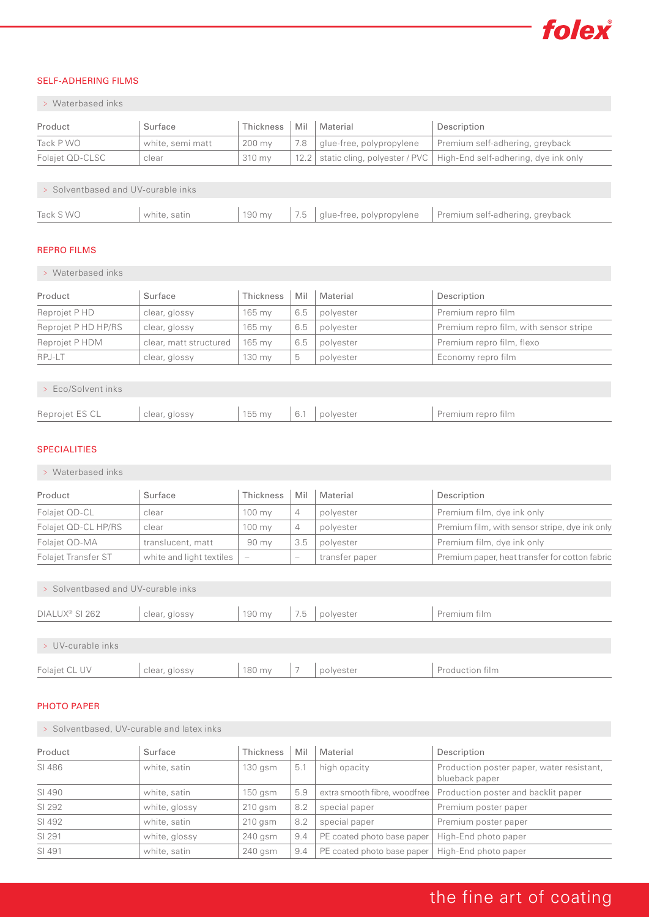## SELF-ADHERING FILMS

> Waterbased inks

| Product | Surface | Thickness | Mil | Material | Description |
|---|---|---|---|---|---|
| Tack P WO | white, semi matt | 200 my | 7.8 | glue-free, polypropylene | Premium self-adhering, greyback |
| Folajet QD-CLSC | clear | 310 my | 12.2 | static cling, polyester / PVC | High-End self-adhering, dye ink only |

> Solventbased and UV-curable inks

| | | | | | |
|---|---|---|---|---|---|
| Tack S WO | white, satin | 190 my | 7.5 | glue-free, polypropylene | Premium self-adhering, greyback |

## REPRO FILMS

> Waterbased inks

| Product | Surface | Thickness | Mil | Material | Description |
|---|---|---|---|---|---|
| Reprojet P HD | clear, glossy | 165 my | 6.5 | polyester | Premium repro film |
| Reprojet P HD HP/RS | clear, glossy | 165 my | 6.5 | polyester | Premium repro film, with sensor stripe |
| Reprojet P HDM | clear, matt structured | 165 my | 6.5 | polyester | Premium repro film, flexo |
| RPJ-LT | clear, glossy | 130 my | 5 | polyester | Economy repro film |

> Eco/Solvent inks

| | | | | | |
|---|---|---|---|---|---|
| Reprojet ES CL | clear, glossy | 155 my | 6.1 | polyester | Premium repro film |

## SPECIALITIES

> Waterbased inks

| Product | Surface | Thickness | Mil | Material | Description |
|---|---|---|---|---|---|
| Folajet QD-CL | clear | 100 my | 4 | polyester | Premium film, dye ink only |
| Folajet QD-CL HP/RS | clear | 100 my | 4 | polyester | Premium film, with sensor stripe, dye ink only |
| Folajet QD-MA | translucent, matt | 90 my | 3.5 | polyester | Premium film, dye ink only |
| Folajet Transfer ST | white and light textiles | – | – | transfer paper | Premium paper, heat transfer for cotton fabric |

> Solventbased and UV-curable inks

| | | | | | |
|---|---|---|---|---|---|
| DIALUX® SI 262 | clear, glossy | 190 my | 7.5 | polyester | Premium film |

> UV-curable inks

| | | | | | |
|---|---|---|---|---|---|
| Folajet CL UV | clear, glossy | 180 my | 7 | polyester | Production film |

## PHOTO PAPER

> Solventbased, UV-curable and latex inks

| Product | Surface | Thickness | Mil | Material | Description |
|---|---|---|---|---|---|
| SI 486 | white, satin | 130 gsm | 5.1 | high opacity | Production poster paper, water resistant, blueback paper |
| SI 490 | white, satin | 150 gsm | 5.9 | extra smooth fibre, woodfree | Production poster and backlit paper |
| SI 292 | white, glossy | 210 gsm | 8.2 | special paper | Premium poster paper |
| SI 492 | white, satin | 210 gsm | 8.2 | special paper | Premium poster paper |
| SI 291 | white, glossy | 240 gsm | 9.4 | PE coated photo base paper | High-End photo paper |
| SI 491 | white, satin | 240 gsm | 9.4 | PE coated photo base paper | High-End photo paper |

the fine art of coating